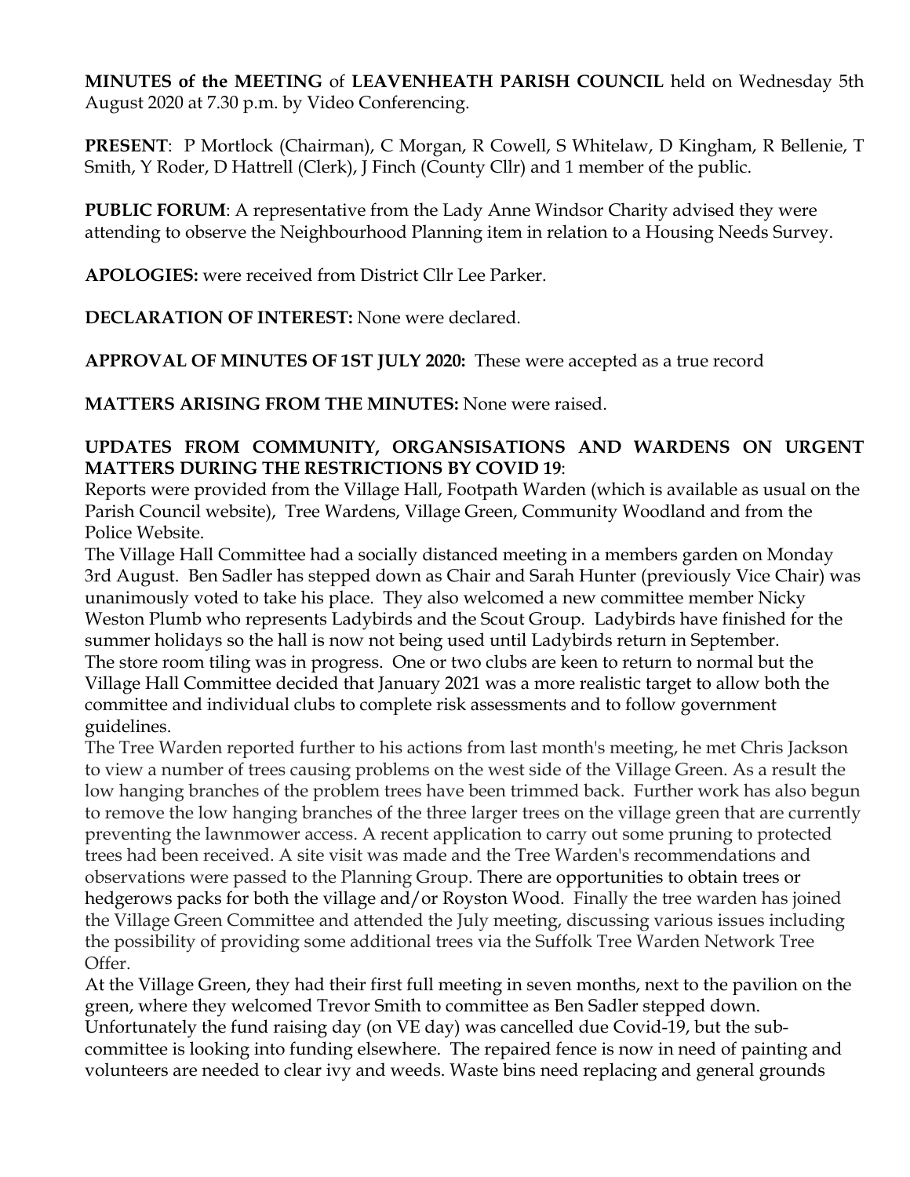**MINUTES of the MEETING** of **LEAVENHEATH PARISH COUNCIL** held on Wednesday 5th August 2020 at 7.30 p.m. by Video Conferencing.

**PRESENT**: P Mortlock (Chairman), C Morgan, R Cowell, S Whitelaw, D Kingham, R Bellenie, T Smith, Y Roder, D Hattrell (Clerk), J Finch (County Cllr) and 1 member of the public.

**PUBLIC FORUM**: A representative from the Lady Anne Windsor Charity advised they were attending to observe the Neighbourhood Planning item in relation to a Housing Needs Survey.

**APOLOGIES:** were received from District Cllr Lee Parker.

**DECLARATION OF INTEREST:** None were declared.

**APPROVAL OF MINUTES OF 1ST JULY 2020:** These were accepted as a true record

**MATTERS ARISING FROM THE MINUTES:** None were raised.

**UPDATES FROM COMMUNITY, ORGANSISATIONS AND WARDENS ON URGENT MATTERS DURING THE RESTRICTIONS BY COVID 19**:

Reports were provided from the Village Hall, Footpath Warden (which is available as usual on the Parish Council website), Tree Wardens, Village Green, Community Woodland and from the Police Website.

The Village Hall Committee had a socially distanced meeting in a members garden on Monday 3rd August. Ben Sadler has stepped down as Chair and Sarah Hunter (previously Vice Chair) was unanimously voted to take his place. They also welcomed a new committee member Nicky Weston Plumb who represents Ladybirds and the Scout Group. Ladybirds have finished for the summer holidays so the hall is now not being used until Ladybirds return in September. The store room tiling was in progress. One or two clubs are keen to return to normal but the Village Hall Committee decided that January 2021 was a more realistic target to allow both the committee and individual clubs to complete risk assessments and to follow government guidelines.

The Tree Warden reported further to his actions from last month's meeting, he met Chris Jackson to view a number of trees causing problems on the west side of the Village Green. As a result the low hanging branches of the problem trees have been trimmed back. Further work has also begun to remove the low hanging branches of the three larger trees on the village green that are currently preventing the lawnmower access. A recent application to carry out some pruning to protected trees had been received. A site visit was made and the Tree Warden's recommendations and observations were passed to the Planning Group. There are opportunities to obtain trees or hedgerows packs for both the village and/or Royston Wood. Finally the tree warden has joined the Village Green Committee and attended the July meeting, discussing various issues including the possibility of providing some additional trees via the Suffolk Tree Warden Network Tree Offer.

At the Village Green, they had their first full meeting in seven months, next to the pavilion on the green, where they welcomed Trevor Smith to committee as Ben Sadler stepped down. Unfortunately the fund raising day (on VE day) was cancelled due Covid-19, but the sub-committee is looking into funding elsewhere. The repaired fence is now in need of painting and volunteers are needed to clear ivy and weeds. Waste bins need replacing and general grounds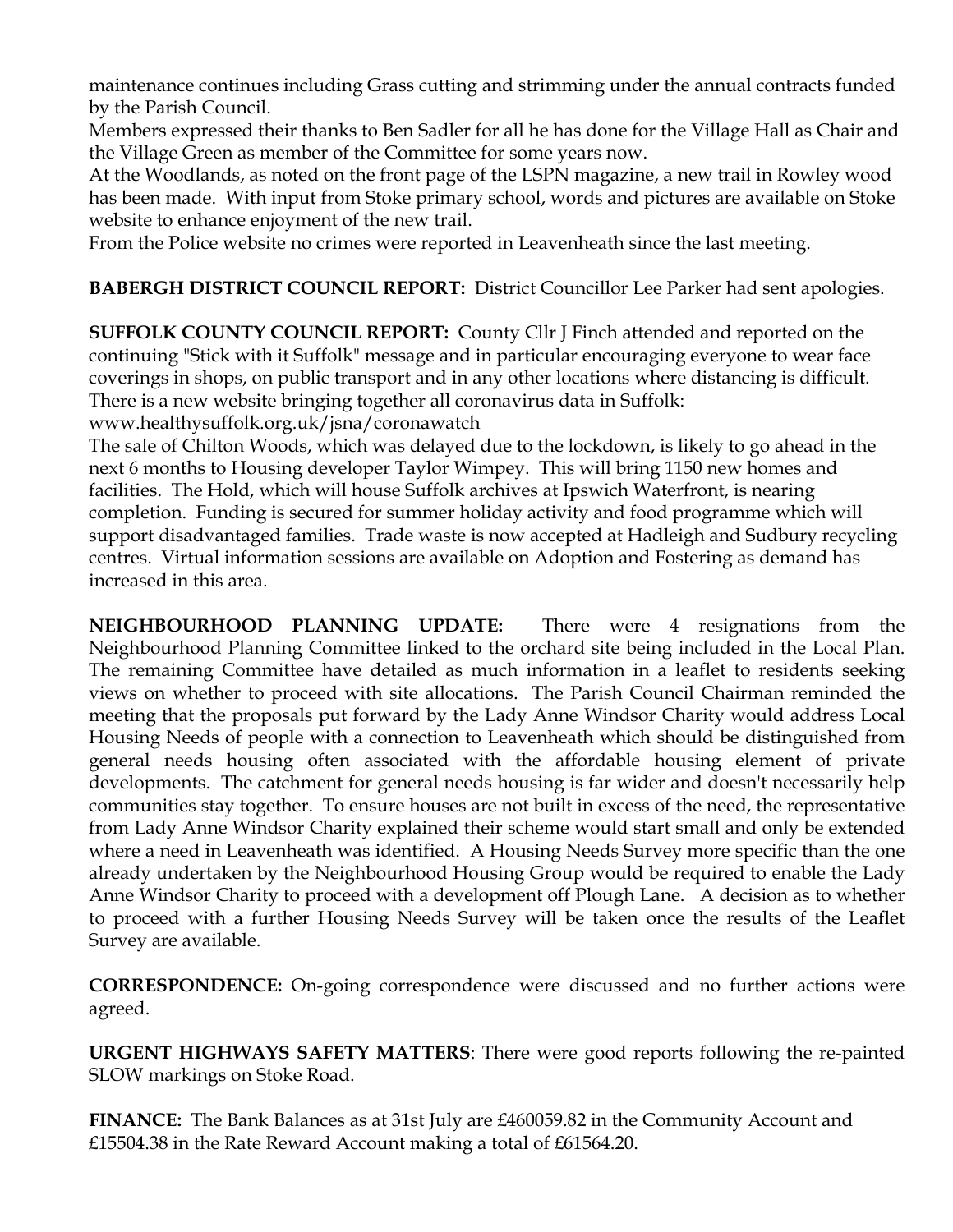maintenance continues including Grass cutting and strimming under the annual contracts funded by the Parish Council.

Members expressed their thanks to Ben Sadler for all he has done for the Village Hall as Chair and the Village Green as member of the Committee for some years now.

At the Woodlands, as noted on the front page of the LSPN magazine, a new trail in Rowley wood has been made. With input from Stoke primary school, words and pictures are available on Stoke website to enhance enjoyment of the new trail.

From the Police website no crimes were reported in Leavenheath since the last meeting.

**BABERGH DISTRICT COUNCIL REPORT:** District Councillor Lee Parker had sent apologies.

**SUFFOLK COUNTY COUNCIL REPORT:** County Cllr J Finch attended and reported on the continuing "Stick with it Suffolk" message and in particular encouraging everyone to wear face coverings in shops, on public transport and in any other locations where distancing is difficult. There is a new website bringing together all coronavirus data in Suffolk:
www.healthysuffolk.org.uk/jsna/coronawatch

The sale of Chilton Woods, which was delayed due to the lockdown, is likely to go ahead in the next 6 months to Housing developer Taylor Wimpey. This will bring 1150 new homes and facilities. The Hold, which will house Suffolk archives at Ipswich Waterfront, is nearing completion. Funding is secured for summer holiday activity and food programme which will support disadvantaged families. Trade waste is now accepted at Hadleigh and Sudbury recycling centres. Virtual information sessions are available on Adoption and Fostering as demand has increased in this area.

**NEIGHBOURHOOD PLANNING UPDATE:** There were 4 resignations from the Neighbourhood Planning Committee linked to the orchard site being included in the Local Plan. The remaining Committee have detailed as much information in a leaflet to residents seeking views on whether to proceed with site allocations. The Parish Council Chairman reminded the meeting that the proposals put forward by the Lady Anne Windsor Charity would address Local Housing Needs of people with a connection to Leavenheath which should be distinguished from general needs housing often associated with the affordable housing element of private developments. The catchment for general needs housing is far wider and doesn't necessarily help communities stay together. To ensure houses are not built in excess of the need, the representative from Lady Anne Windsor Charity explained their scheme would start small and only be extended where a need in Leavenheath was identified. A Housing Needs Survey more specific than the one already undertaken by the Neighbourhood Housing Group would be required to enable the Lady Anne Windsor Charity to proceed with a development off Plough Lane. A decision as to whether to proceed with a further Housing Needs Survey will be taken once the results of the Leaflet Survey are available.

**CORRESPONDENCE:** On-going correspondence were discussed and no further actions were agreed.

**URGENT HIGHWAYS SAFETY MATTERS**: There were good reports following the re-painted SLOW markings on Stoke Road.

**FINANCE:** The Bank Balances as at 31st July are £460059.82 in the Community Account and £15504.38 in the Rate Reward Account making a total of £61564.20.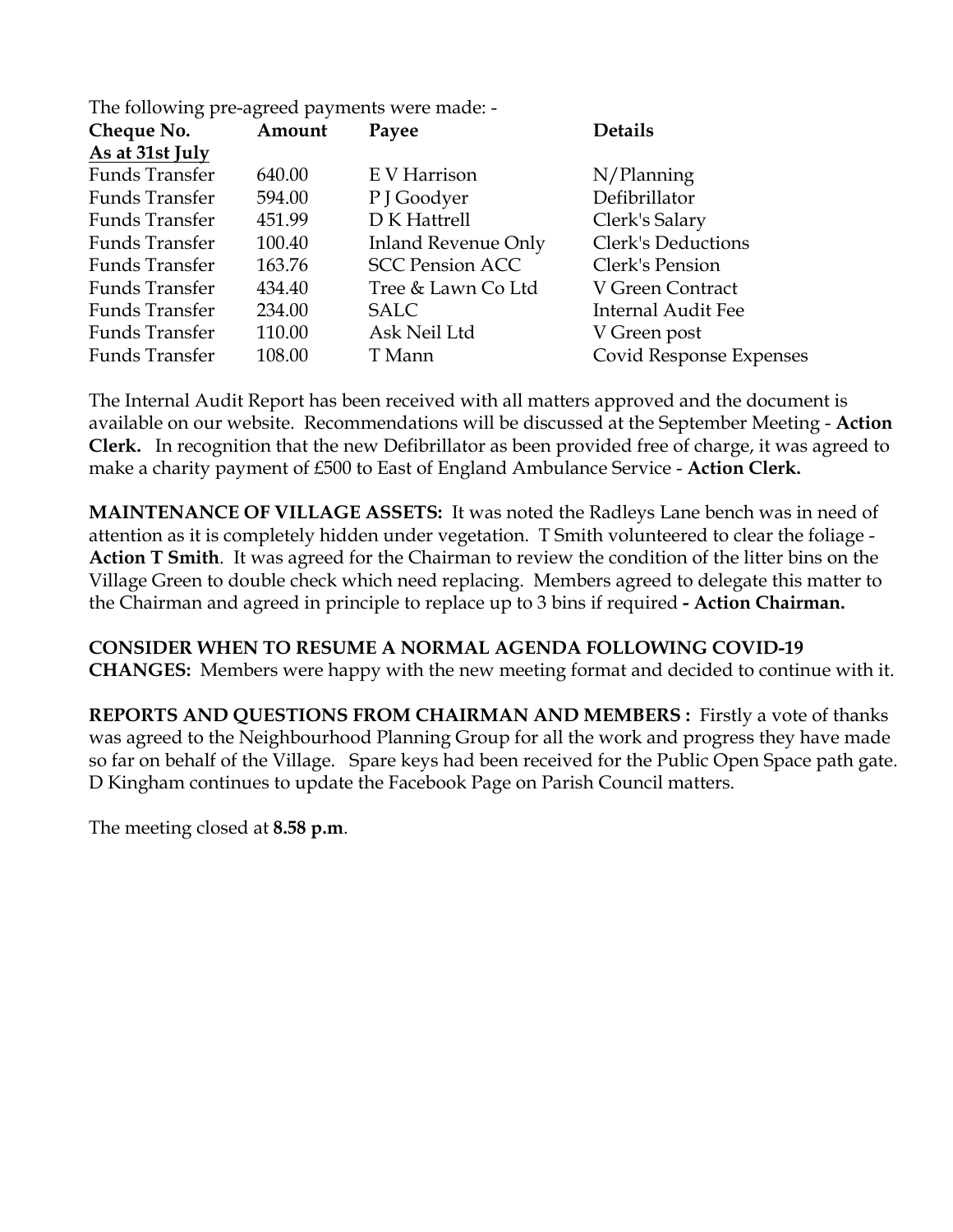The following pre-agreed payments were made: -

| Cheque No. | Amount | Payee | Details |
|---|---|---|---|
| **As at 31st July** | | | |
| Funds Transfer | 640.00 | E V Harrison | N/Planning |
| Funds Transfer | 594.00 | P J Goodyer | Defibrillator |
| Funds Transfer | 451.99 | D K Hattrell | Clerk's Salary |
| Funds Transfer | 100.40 | Inland Revenue Only | Clerk's Deductions |
| Funds Transfer | 163.76 | SCC Pension ACC | Clerk's Pension |
| Funds Transfer | 434.40 | Tree & Lawn Co Ltd | V Green Contract |
| Funds Transfer | 234.00 | SALC | Internal Audit Fee |
| Funds Transfer | 110.00 | Ask Neil Ltd | V Green post |
| Funds Transfer | 108.00 | T Mann | Covid Response Expenses |

The Internal Audit Report has been received with all matters approved and the document is available on our website. Recommendations will be discussed at the September Meeting - **Action Clerk.** In recognition that the new Defibrillator as been provided free of charge, it was agreed to make a charity payment of £500 to East of England Ambulance Service - **Action Clerk.**

**MAINTENANCE OF VILLAGE ASSETS:** It was noted the Radleys Lane bench was in need of attention as it is completely hidden under vegetation. T Smith volunteered to clear the foliage - **Action T Smith**. It was agreed for the Chairman to review the condition of the litter bins on the Village Green to double check which need replacing. Members agreed to delegate this matter to the Chairman and agreed in principle to replace up to 3 bins if required **- Action Chairman.**

**CONSIDER WHEN TO RESUME A NORMAL AGENDA FOLLOWING COVID-19 CHANGES:** Members were happy with the new meeting format and decided to continue with it.

**REPORTS AND QUESTIONS FROM CHAIRMAN AND MEMBERS :** Firstly a vote of thanks was agreed to the Neighbourhood Planning Group for all the work and progress they have made so far on behalf of the Village. Spare keys had been received for the Public Open Space path gate. D Kingham continues to update the Facebook Page on Parish Council matters.

The meeting closed at **8.58 p.m**.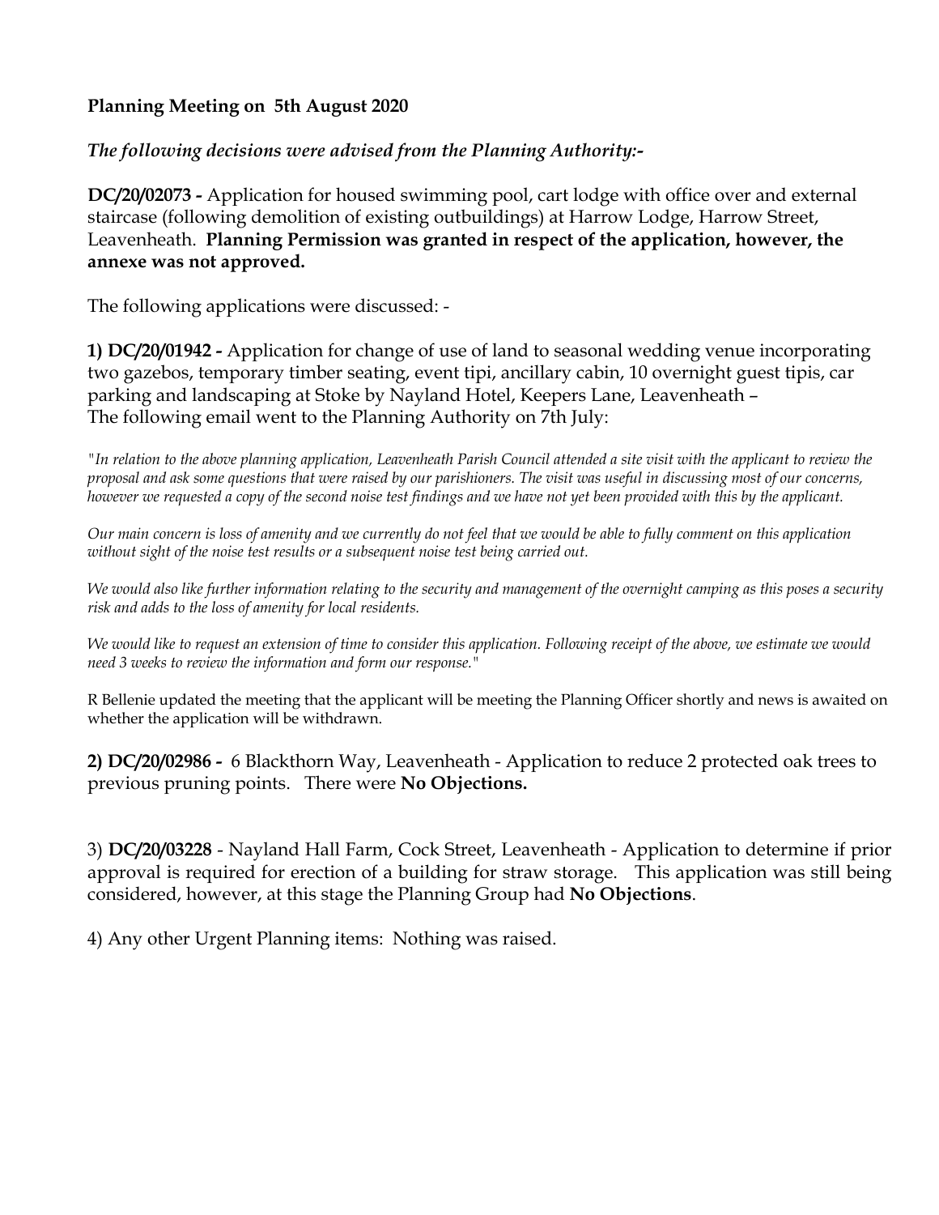**Planning Meeting on 5th August 2020**

***The following decisions were advised from the Planning Authority:-***

**DC/20/02073 -** Application for housed swimming pool, cart lodge with office over and external staircase (following demolition of existing outbuildings) at Harrow Lodge, Harrow Street, Leavenheath. **Planning Permission was granted in respect of the application, however, the annexe was not approved.**

The following applications were discussed: -

**1) DC/20/01942 -** Application for change of use of land to seasonal wedding venue incorporating two gazebos, temporary timber seating, event tipi, ancillary cabin, 10 overnight guest tipis, car parking and landscaping at Stoke by Nayland Hotel, Keepers Lane, Leavenheath – The following email went to the Planning Authority on 7th July:

*"In relation to the above planning application, Leavenheath Parish Council attended a site visit with the applicant to review the proposal and ask some questions that were raised by our parishioners. The visit was useful in discussing most of our concerns, however we requested a copy of the second noise test findings and we have not yet been provided with this by the applicant.*

*Our main concern is loss of amenity and we currently do not feel that we would be able to fully comment on this application without sight of the noise test results or a subsequent noise test being carried out.*

*We would also like further information relating to the security and management of the overnight camping as this poses a security risk and adds to the loss of amenity for local residents.*

*We would like to request an extension of time to consider this application. Following receipt of the above, we estimate we would need 3 weeks to review the information and form our response."*

R Bellenie updated the meeting that the applicant will be meeting the Planning Officer shortly and news is awaited on whether the application will be withdrawn.

**2) DC/20/02986 -** 6 Blackthorn Way, Leavenheath - Application to reduce 2 protected oak trees to previous pruning points. There were **No Objections.**

3) **DC/20/03228** - Nayland Hall Farm, Cock Street, Leavenheath - Application to determine if prior approval is required for erection of a building for straw storage. This application was still being considered, however, at this stage the Planning Group had **No Objections**.

4) Any other Urgent Planning items: Nothing was raised.